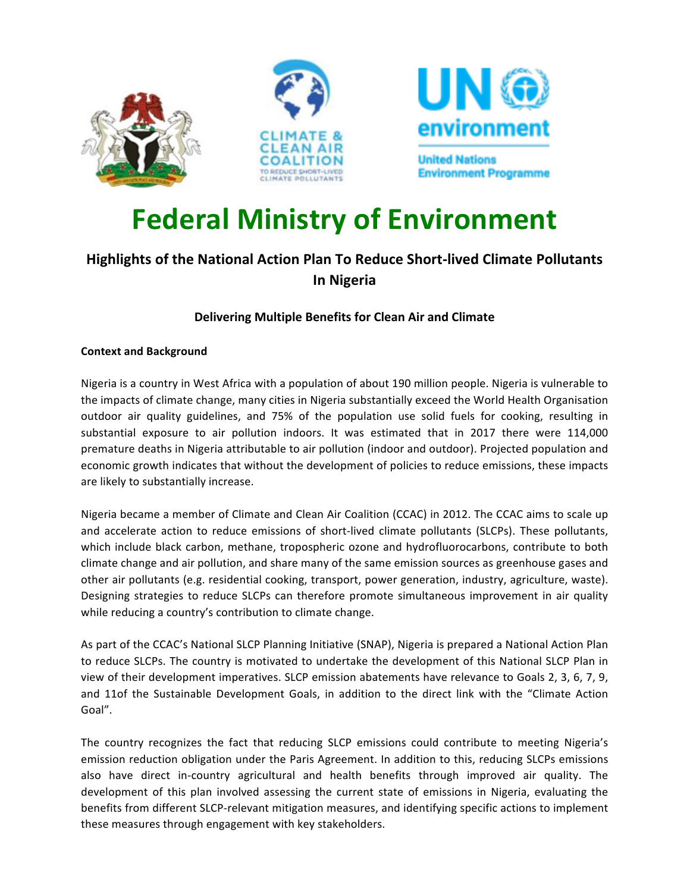# Federal Ministry of Environment

## Highlights of the National Action Plan To Reduce Short-lived Climate Pollutants In Nigeria

### Delivering Multiple Benefits for Clean Air and Climate

**Context and Background**

Nigeria is a country in West Africa with a population of about 190 million people. Nigeria is vulnerable to the impacts of climate change, many cities in Nigeria substantially exceed the World Health Organisation outdoor air quality guidelines, and 75% of the population use solid fuels for cooking, resulting in substantial exposure to air pollution indoors. It was estimated that in 2017 there were 114,000 premature deaths in Nigeria attributable to air pollution (indoor and outdoor). Projected population and economic growth indicates that without the development of policies to reduce emissions, these impacts are likely to substantially increase.

Nigeria became a member of Climate and Clean Air Coalition (CCAC) in 2012. The CCAC aims to scale up and accelerate action to reduce emissions of short-lived climate pollutants (SLCPs). These pollutants, which include black carbon, methane, tropospheric ozone and hydrofluorocarbons, contribute to both climate change and air pollution, and share many of the same emission sources as greenhouse gases and other air pollutants (e.g. residential cooking, transport, power generation, industry, agriculture, waste). Designing strategies to reduce SLCPs can therefore promote simultaneous improvement in air quality while reducing a country's contribution to climate change.

As part of the CCAC's National SLCP Planning Initiative (SNAP), Nigeria is prepared a National Action Plan to reduce SLCPs. The country is motivated to undertake the development of this National SLCP Plan in view of their development imperatives. SLCP emission abatements have relevance to Goals 2, 3, 6, 7, 9, and 11of the Sustainable Development Goals, in addition to the direct link with the "Climate Action Goal".

The country recognizes the fact that reducing SLCP emissions could contribute to meeting Nigeria's emission reduction obligation under the Paris Agreement. In addition to this, reducing SLCPs emissions also have direct in-country agricultural and health benefits through improved air quality. The development of this plan involved assessing the current state of emissions in Nigeria, evaluating the benefits from different SLCP-relevant mitigation measures, and identifying specific actions to implement these measures through engagement with key stakeholders.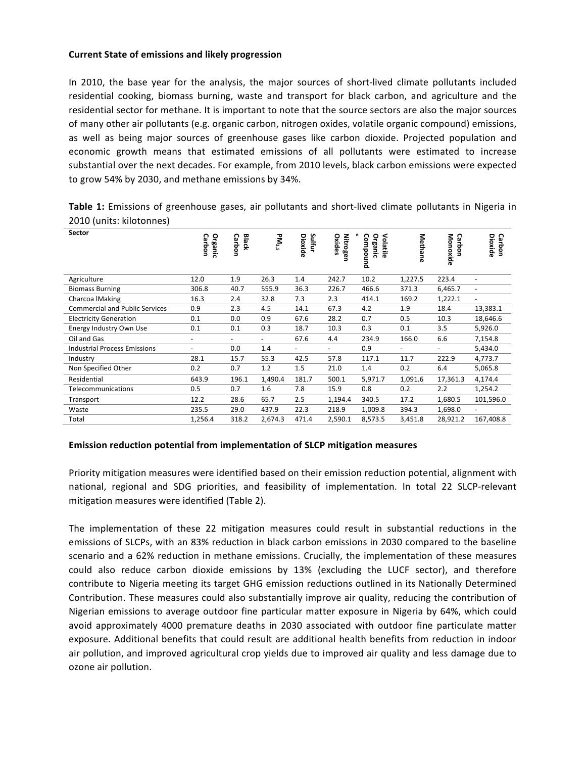**Current State of emissions and likely progression**

In 2010, the base year for the analysis, the major sources of short-lived climate pollutants included residential cooking, biomass burning, waste and transport for black carbon, and agriculture and the residential sector for methane. It is important to note that the source sectors are also the major sources of many other air pollutants (e.g. organic carbon, nitrogen oxides, volatile organic compound) emissions, as well as being major sources of greenhouse gases like carbon dioxide. Projected population and economic growth means that estimated emissions of all pollutants were estimated to increase substantial over the next decades. For example, from 2010 levels, black carbon emissions were expected to grow 54% by 2030, and methane emissions by 34%.

**Table 1:** Emissions of greenhouse gases, air pollutants and short-lived climate pollutants in Nigeria in 2010 (units: kilotonnes)

| Sector | Organic Carbon | Black Carbon | $PM_{2.5}$ | Sulfur Dioxide | Nitrogen Oxides | Volatile Organic Compound | Methane | Carbon Monoxide | Carbon Dioxide |
|---|---|---|---|---|---|---|---|---|---|
| Agriculture | 12.0 | 1.9 | 26.3 | 1.4 | 242.7 | 10.2 | 1,227.5 | 223.4 | - |
| Biomass Burning | 306.8 | 40.7 | 555.9 | 36.3 | 226.7 | 466.6 | 371.3 | 6,465.7 | - |
| Charcoa lMaking | 16.3 | 2.4 | 32.8 | 7.3 | 2.3 | 414.1 | 169.2 | 1,222.1 | - |
| Commercial and Public Services | 0.9 | 2.3 | 4.5 | 14.1 | 67.3 | 4.2 | 1.9 | 18.4 | 13,383.1 |
| Electricity Generation | 0.1 | 0.0 | 0.9 | 67.6 | 28.2 | 0.7 | 0.5 | 10.3 | 18,646.6 |
| Energy Industry Own Use | 0.1 | 0.1 | 0.3 | 18.7 | 10.3 | 0.3 | 0.1 | 3.5 | 5,926.0 |
| Oil and Gas | - | - | - | 67.6 | 4.4 | 234.9 | 166.0 | 6.6 | 7,154.8 |
| Industrial Process Emissions | - | 0.0 | 1.4 | - | - | 0.9 | - | - | 5,434.0 |
| Industry | 28.1 | 15.7 | 55.3 | 42.5 | 57.8 | 117.1 | 11.7 | 222.9 | 4,773.7 |
| Non Specified Other | 0.2 | 0.7 | 1.2 | 1.5 | 21.0 | 1.4 | 0.2 | 6.4 | 5,065.8 |
| Residential | 643.9 | 196.1 | 1,490.4 | 181.7 | 500.1 | 5,971.7 | 1,091.6 | 17,361.3 | 4,174.4 |
| Telecommunications | 0.5 | 0.7 | 1.6 | 7.8 | 15.9 | 0.8 | 0.2 | 2.2 | 1,254.2 |
| Transport | 12.2 | 28.6 | 65.7 | 2.5 | 1,194.4 | 340.5 | 17.2 | 1,680.5 | 101,596.0 |
| Waste | 235.5 | 29.0 | 437.9 | 22.3 | 218.9 | 1,009.8 | 394.3 | 1,698.0 | - |
| Total | 1,256.4 | 318.2 | 2,674.3 | 471.4 | 2,590.1 | 8,573.5 | 3,451.8 | 28,921.2 | 167,408.8 |

**Emission reduction potential from implementation of SLCP mitigation measures**

Priority mitigation measures were identified based on their emission reduction potential, alignment with national, regional and SDG priorities, and feasibility of implementation. In total 22 SLCP-relevant mitigation measures were identified (Table 2).

The implementation of these 22 mitigation measures could result in substantial reductions in the emissions of SLCPs, with an 83% reduction in black carbon emissions in 2030 compared to the baseline scenario and a 62% reduction in methane emissions. Crucially, the implementation of these measures could also reduce carbon dioxide emissions by 13% (excluding the LUCF sector), and therefore contribute to Nigeria meeting its target GHG emission reductions outlined in its Nationally Determined Contribution. These measures could also substantially improve air quality, reducing the contribution of Nigerian emissions to average outdoor fine particular matter exposure in Nigeria by 64%, which could avoid approximately 4000 premature deaths in 2030 associated with outdoor fine particulate matter exposure. Additional benefits that could result are additional health benefits from reduction in indoor air pollution, and improved agricultural crop yields due to improved air quality and less damage due to ozone air pollution.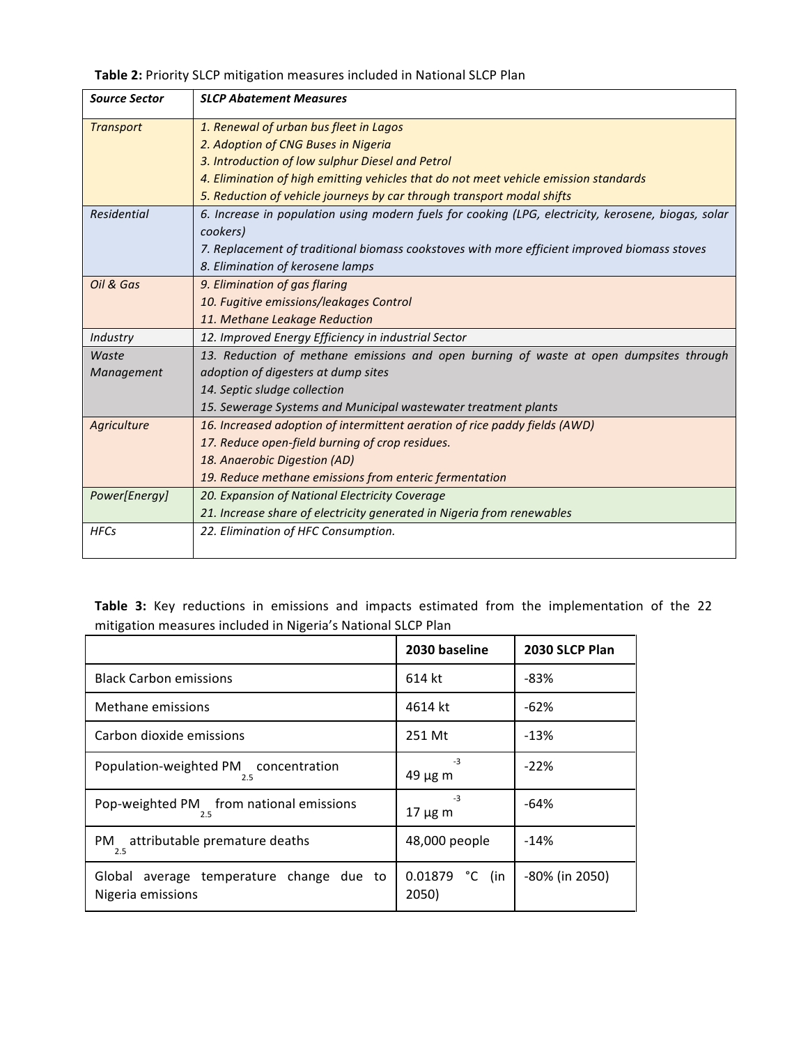**Table 2:** Priority SLCP mitigation measures included in National SLCP Plan

| *Source Sector* | *SLCP Abatement Measures* |
|---|---|
| *Transport* | *1. Renewal of urban bus fleet in Lagos*<br>*2. Adoption of CNG Buses in Nigeria*<br>*3. Introduction of low sulphur Diesel and Petrol*<br>*4. Elimination of high emitting vehicles that do not meet vehicle emission standards*<br>*5. Reduction of vehicle journeys by car through transport modal shifts* |
| *Residential* | *6. Increase in population using modern fuels for cooking (LPG, electricity, kerosene, biogas, solar cookers)*<br>*7. Replacement of traditional biomass cookstoves with more efficient improved biomass stoves*<br>*8. Elimination of kerosene lamps* |
| *Oil & Gas* | *9. Elimination of gas flaring*<br>*10. Fugitive emissions/leakages Control*<br>*11. Methane Leakage Reduction* |
| *Industry* | *12. Improved Energy Efficiency in industrial Sector* |
| *Waste Management* | *13. Reduction of methane emissions and open burning of waste at open dumpsites through adoption of digesters at dump sites*<br>*14. Septic sludge collection*<br>*15. Sewerage Systems and Municipal wastewater treatment plants* |
| *Agriculture* | *16. Increased adoption of intermittent aeration of rice paddy fields (AWD)*<br>*17. Reduce open-field burning of crop residues.*<br>*18. Anaerobic Digestion (AD)*<br>*19. Reduce methane emissions from enteric fermentation* |
| *Power[Energy]* | *20. Expansion of National Electricity Coverage*<br>*21. Increase share of electricity generated in Nigeria from renewables* |
| *HFCs* | *22. Elimination of HFC Consumption.* |

**Table 3:** Key reductions in emissions and impacts estimated from the implementation of the 22 mitigation measures included in Nigeria's National SLCP Plan

| | **2030 baseline** | **2030 SLCP Plan** |
|---|---|---|
| Black Carbon emissions | 614 kt | -83% |
| Methane emissions | 4614 kt | -62% |
| Carbon dioxide emissions | 251 Mt | -13% |
| Population-weighted $PM_{2.5}$ concentration | 49 µg $m^{-3}$ | -22% |
| Pop-weighted $PM_{2.5}$ from national emissions | 17 µg $m^{-3}$ | -64% |
| $PM_{2.5}$ attributable premature deaths | 48,000 people | -14% |
| Global average temperature change due to Nigeria emissions | 0.01879 °C (in 2050) | -80% (in 2050) |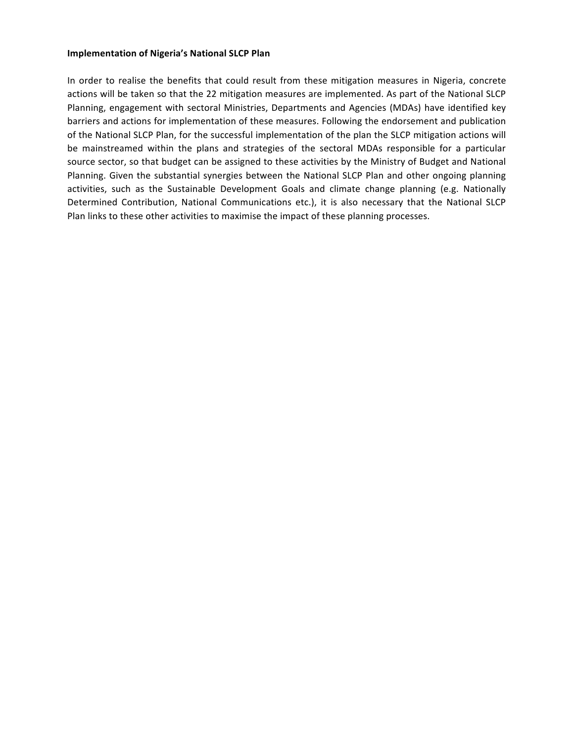**Implementation of Nigeria's National SLCP Plan**

In order to realise the benefits that could result from these mitigation measures in Nigeria, concrete actions will be taken so that the 22 mitigation measures are implemented. As part of the National SLCP Planning, engagement with sectoral Ministries, Departments and Agencies (MDAs) have identified key barriers and actions for implementation of these measures. Following the endorsement and publication of the National SLCP Plan, for the successful implementation of the plan the SLCP mitigation actions will be mainstreamed within the plans and strategies of the sectoral MDAs responsible for a particular source sector, so that budget can be assigned to these activities by the Ministry of Budget and National Planning. Given the substantial synergies between the National SLCP Plan and other ongoing planning activities, such as the Sustainable Development Goals and climate change planning (e.g. Nationally Determined Contribution, National Communications etc.), it is also necessary that the National SLCP Plan links to these other activities to maximise the impact of these planning processes.